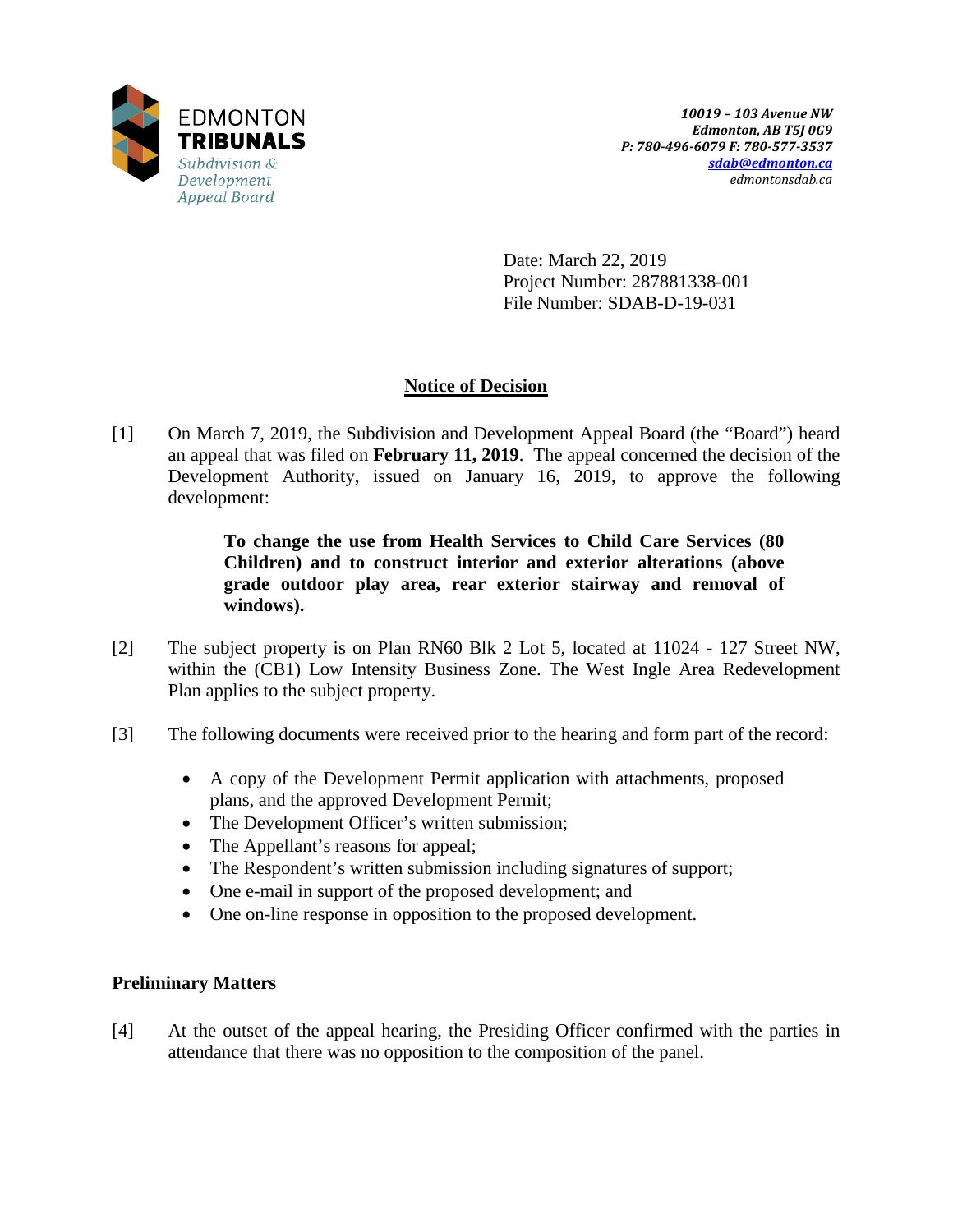EDMONTON
**TRIBUNALS**
*Subdivision & Development Appeal Board*

*10019 – 103 Avenue NW*
*Edmonton, AB T5J 0G9*
*P: 780-496-6079 F: 780-577-3537*
*sdab@edmonton.ca*
*edmontonsdab.ca*

Date: March 22, 2019
Project Number: 287881338-001
File Number: SDAB-D-19-031

## Notice of Decision

[1] On March 7, 2019, the Subdivision and Development Appeal Board (the "Board") heard an appeal that was filed on **February 11, 2019**. The appeal concerned the decision of the Development Authority, issued on January 16, 2019, to approve the following development:

> **To change the use from Health Services to Child Care Services (80 Children) and to construct interior and exterior alterations (above grade outdoor play area, rear exterior stairway and removal of windows).**

[2] The subject property is on Plan RN60 Blk 2 Lot 5, located at 11024 - 127 Street NW, within the (CB1) Low Intensity Business Zone. The West Ingle Area Redevelopment Plan applies to the subject property.

[3] The following documents were received prior to the hearing and form part of the record:

- A copy of the Development Permit application with attachments, proposed plans, and the approved Development Permit;
- The Development Officer's written submission;
- The Appellant's reasons for appeal;
- The Respondent's written submission including signatures of support;
- One e-mail in support of the proposed development; and
- One on-line response in opposition to the proposed development.

### Preliminary Matters

[4] At the outset of the appeal hearing, the Presiding Officer confirmed with the parties in attendance that there was no opposition to the composition of the panel.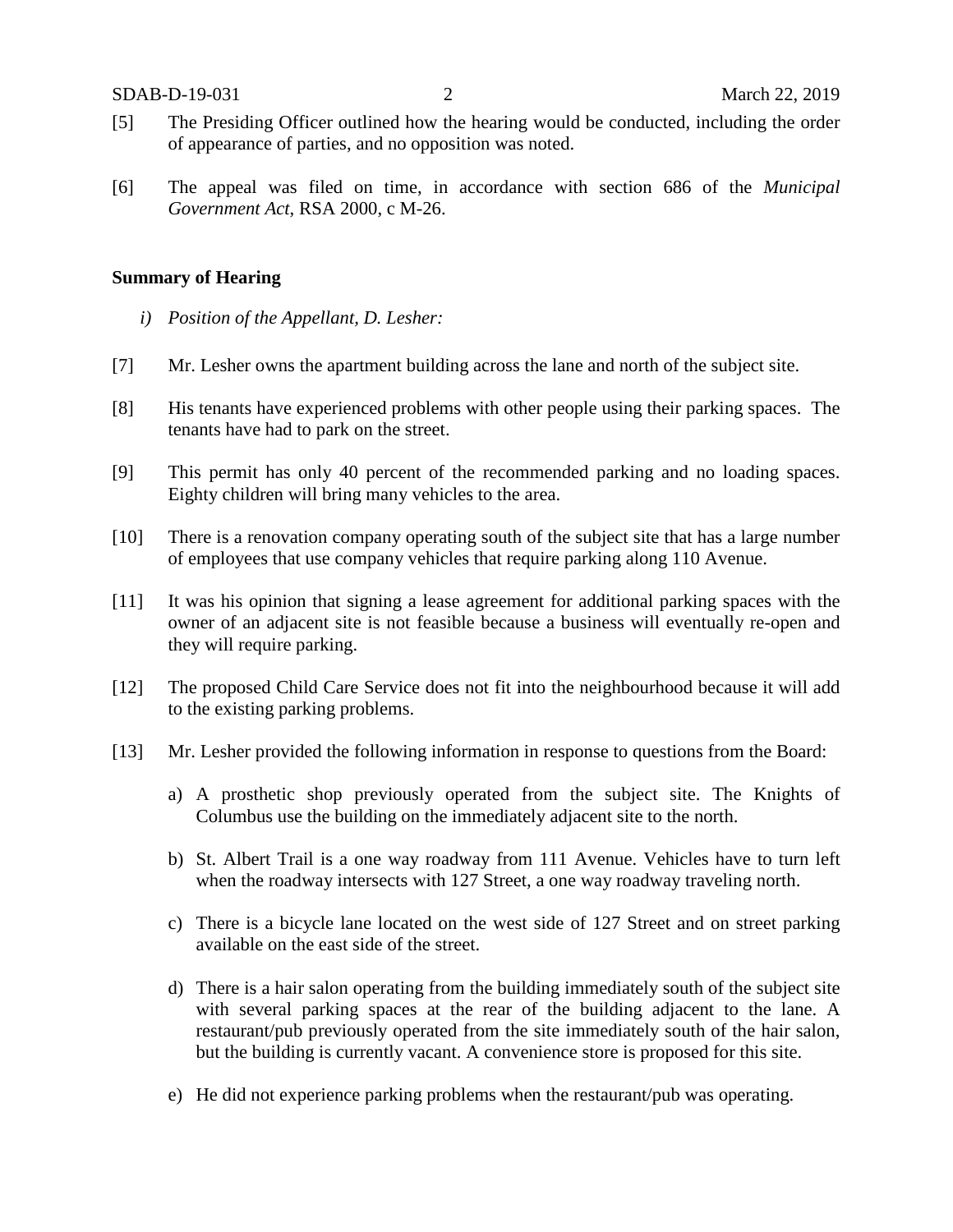[5] The Presiding Officer outlined how the hearing would be conducted, including the order of appearance of parties, and no opposition was noted.

[6] The appeal was filed on time, in accordance with section 686 of the *Municipal Government Act*, RSA 2000, c M-26.

**Summary of Hearing**

*i) Position of the Appellant, D. Lesher:*

[7] Mr. Lesher owns the apartment building across the lane and north of the subject site.

[8] His tenants have experienced problems with other people using their parking spaces. The tenants have had to park on the street.

[9] This permit has only 40 percent of the recommended parking and no loading spaces. Eighty children will bring many vehicles to the area.

[10] There is a renovation company operating south of the subject site that has a large number of employees that use company vehicles that require parking along 110 Avenue.

[11] It was his opinion that signing a lease agreement for additional parking spaces with the owner of an adjacent site is not feasible because a business will eventually re-open and they will require parking.

[12] The proposed Child Care Service does not fit into the neighbourhood because it will add to the existing parking problems.

[13] Mr. Lesher provided the following information in response to questions from the Board:

a) A prosthetic shop previously operated from the subject site. The Knights of Columbus use the building on the immediately adjacent site to the north.

b) St. Albert Trail is a one way roadway from 111 Avenue. Vehicles have to turn left when the roadway intersects with 127 Street, a one way roadway traveling north.

c) There is a bicycle lane located on the west side of 127 Street and on street parking available on the east side of the street.

d) There is a hair salon operating from the building immediately south of the subject site with several parking spaces at the rear of the building adjacent to the lane. A restaurant/pub previously operated from the site immediately south of the hair salon, but the building is currently vacant. A convenience store is proposed for this site.

e) He did not experience parking problems when the restaurant/pub was operating.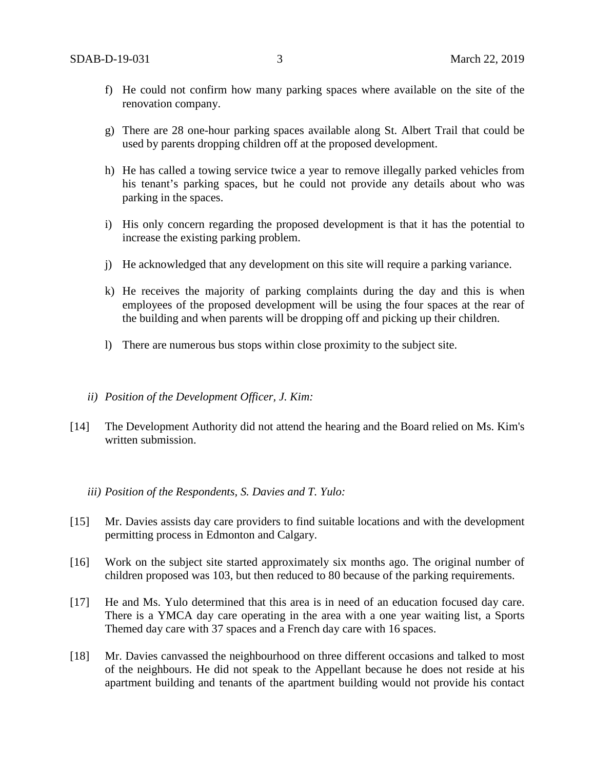f) He could not confirm how many parking spaces where available on the site of the renovation company.

g) There are 28 one-hour parking spaces available along St. Albert Trail that could be used by parents dropping children off at the proposed development.

h) He has called a towing service twice a year to remove illegally parked vehicles from his tenant's parking spaces, but he could not provide any details about who was parking in the spaces.

i) His only concern regarding the proposed development is that it has the potential to increase the existing parking problem.

j) He acknowledged that any development on this site will require a parking variance.

k) He receives the majority of parking complaints during the day and this is when employees of the proposed development will be using the four spaces at the rear of the building and when parents will be dropping off and picking up their children.

l) There are numerous bus stops within close proximity to the subject site.

*ii) Position of the Development Officer, J. Kim:*

[14] The Development Authority did not attend the hearing and the Board relied on Ms. Kim's written submission.

*iii) Position of the Respondents, S. Davies and T. Yulo:*

[15] Mr. Davies assists day care providers to find suitable locations and with the development permitting process in Edmonton and Calgary.

[16] Work on the subject site started approximately six months ago. The original number of children proposed was 103, but then reduced to 80 because of the parking requirements.

[17] He and Ms. Yulo determined that this area is in need of an education focused day care. There is a YMCA day care operating in the area with a one year waiting list, a Sports Themed day care with 37 spaces and a French day care with 16 spaces.

[18] Mr. Davies canvassed the neighbourhood on three different occasions and talked to most of the neighbours. He did not speak to the Appellant because he does not reside at his apartment building and tenants of the apartment building would not provide his contact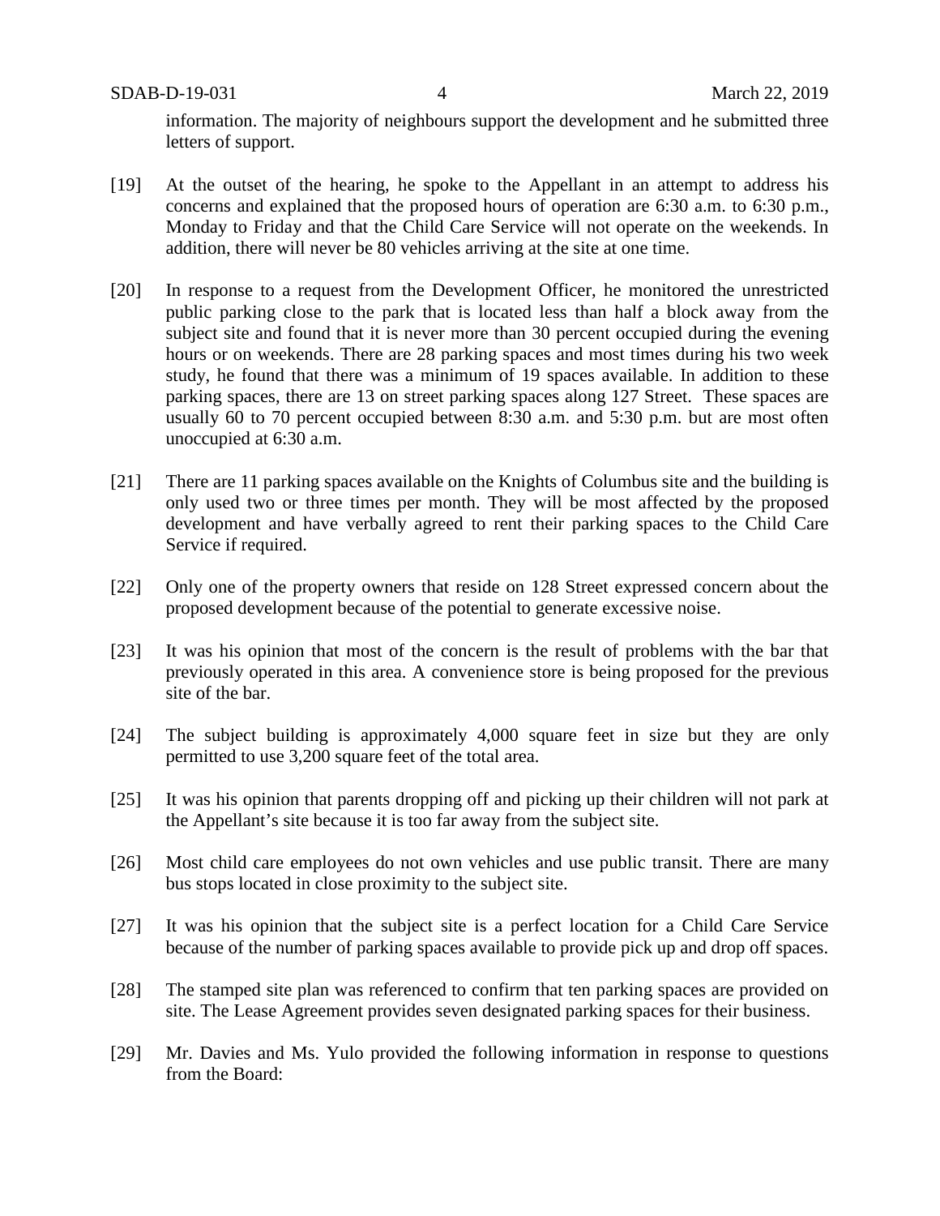information. The majority of neighbours support the development and he submitted three letters of support.

[19] At the outset of the hearing, he spoke to the Appellant in an attempt to address his concerns and explained that the proposed hours of operation are 6:30 a.m. to 6:30 p.m., Monday to Friday and that the Child Care Service will not operate on the weekends. In addition, there will never be 80 vehicles arriving at the site at one time.

[20] In response to a request from the Development Officer, he monitored the unrestricted public parking close to the park that is located less than half a block away from the subject site and found that it is never more than 30 percent occupied during the evening hours or on weekends. There are 28 parking spaces and most times during his two week study, he found that there was a minimum of 19 spaces available. In addition to these parking spaces, there are 13 on street parking spaces along 127 Street. These spaces are usually 60 to 70 percent occupied between 8:30 a.m. and 5:30 p.m. but are most often unoccupied at 6:30 a.m.

[21] There are 11 parking spaces available on the Knights of Columbus site and the building is only used two or three times per month. They will be most affected by the proposed development and have verbally agreed to rent their parking spaces to the Child Care Service if required.

[22] Only one of the property owners that reside on 128 Street expressed concern about the proposed development because of the potential to generate excessive noise.

[23] It was his opinion that most of the concern is the result of problems with the bar that previously operated in this area. A convenience store is being proposed for the previous site of the bar.

[24] The subject building is approximately 4,000 square feet in size but they are only permitted to use 3,200 square feet of the total area.

[25] It was his opinion that parents dropping off and picking up their children will not park at the Appellant's site because it is too far away from the subject site.

[26] Most child care employees do not own vehicles and use public transit. There are many bus stops located in close proximity to the subject site.

[27] It was his opinion that the subject site is a perfect location for a Child Care Service because of the number of parking spaces available to provide pick up and drop off spaces.

[28] The stamped site plan was referenced to confirm that ten parking spaces are provided on site. The Lease Agreement provides seven designated parking spaces for their business.

[29] Mr. Davies and Ms. Yulo provided the following information in response to questions from the Board: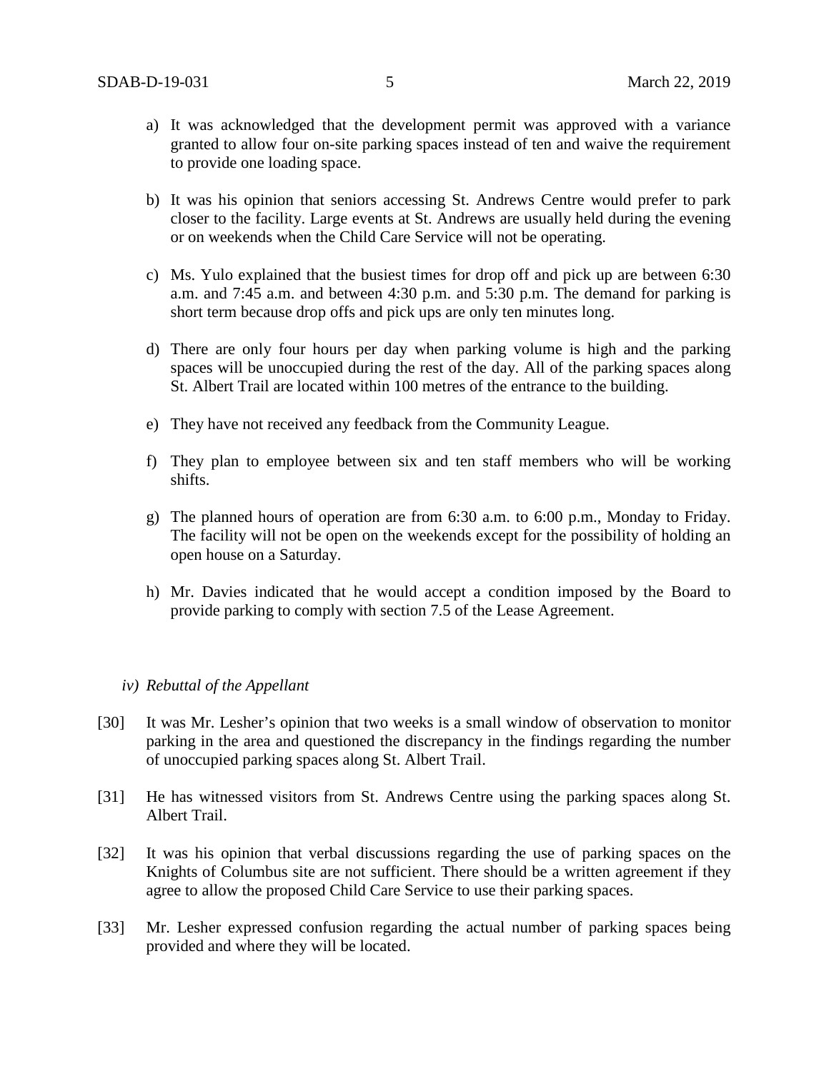a) It was acknowledged that the development permit was approved with a variance granted to allow four on-site parking spaces instead of ten and waive the requirement to provide one loading space.

b) It was his opinion that seniors accessing St. Andrews Centre would prefer to park closer to the facility. Large events at St. Andrews are usually held during the evening or on weekends when the Child Care Service will not be operating.

c) Ms. Yulo explained that the busiest times for drop off and pick up are between 6:30 a.m. and 7:45 a.m. and between 4:30 p.m. and 5:30 p.m. The demand for parking is short term because drop offs and pick ups are only ten minutes long.

d) There are only four hours per day when parking volume is high and the parking spaces will be unoccupied during the rest of the day. All of the parking spaces along St. Albert Trail are located within 100 metres of the entrance to the building.

e) They have not received any feedback from the Community League.

f) They plan to employee between six and ten staff members who will be working shifts.

g) The planned hours of operation are from 6:30 a.m. to 6:00 p.m., Monday to Friday. The facility will not be open on the weekends except for the possibility of holding an open house on a Saturday.

h) Mr. Davies indicated that he would accept a condition imposed by the Board to provide parking to comply with section 7.5 of the Lease Agreement.

*iv) Rebuttal of the Appellant*

[30] It was Mr. Lesher's opinion that two weeks is a small window of observation to monitor parking in the area and questioned the discrepancy in the findings regarding the number of unoccupied parking spaces along St. Albert Trail.

[31] He has witnessed visitors from St. Andrews Centre using the parking spaces along St. Albert Trail.

[32] It was his opinion that verbal discussions regarding the use of parking spaces on the Knights of Columbus site are not sufficient. There should be a written agreement if they agree to allow the proposed Child Care Service to use their parking spaces.

[33] Mr. Lesher expressed confusion regarding the actual number of parking spaces being provided and where they will be located.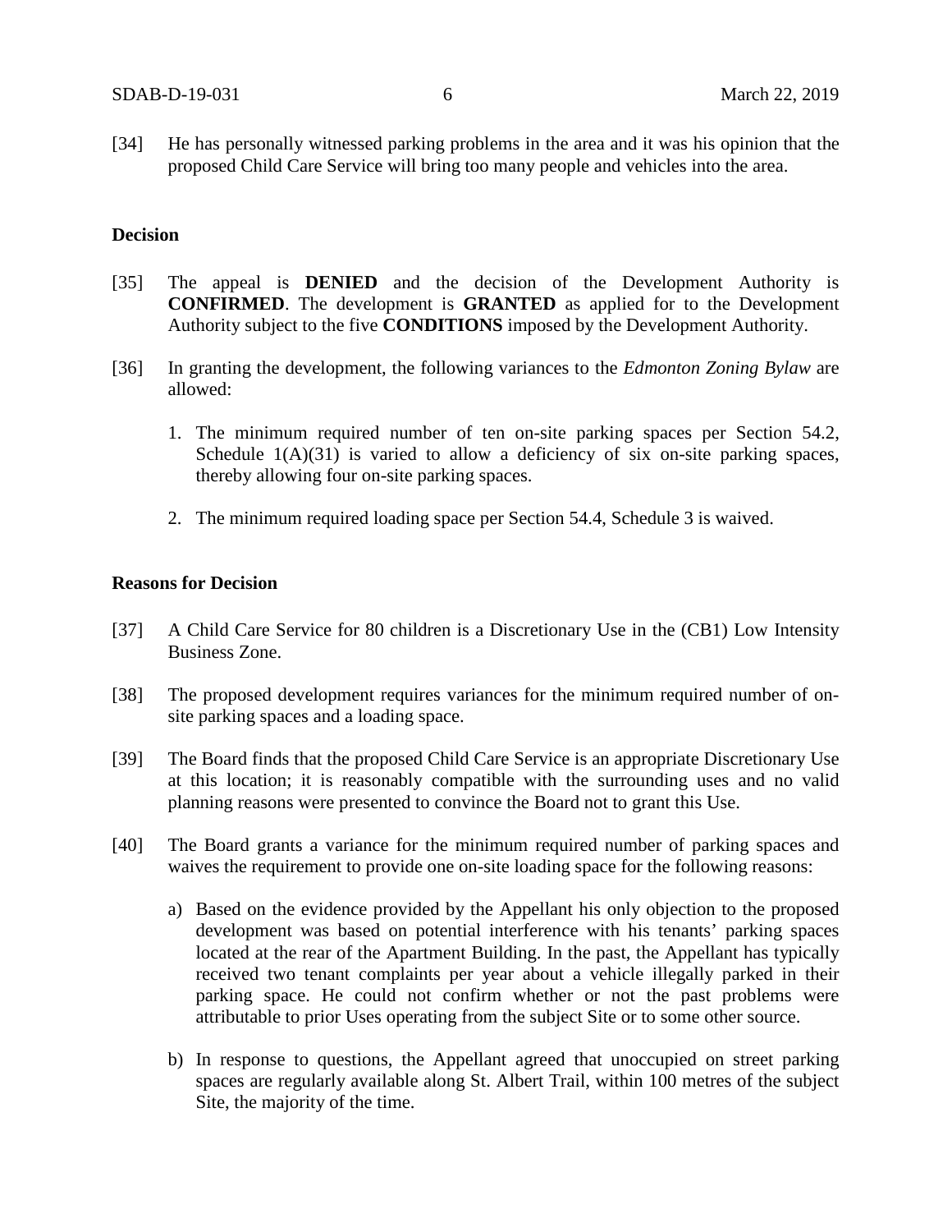[34] He has personally witnessed parking problems in the area and it was his opinion that the proposed Child Care Service will bring too many people and vehicles into the area.

**Decision**

[35] The appeal is **DENIED** and the decision of the Development Authority is **CONFIRMED**. The development is **GRANTED** as applied for to the Development Authority subject to the five **CONDITIONS** imposed by the Development Authority.

[36] In granting the development, the following variances to the *Edmonton Zoning Bylaw* are allowed:

1. The minimum required number of ten on-site parking spaces per Section 54.2, Schedule 1(A)(31) is varied to allow a deficiency of six on-site parking spaces, thereby allowing four on-site parking spaces.

2. The minimum required loading space per Section 54.4, Schedule 3 is waived.

**Reasons for Decision**

[37] A Child Care Service for 80 children is a Discretionary Use in the (CB1) Low Intensity Business Zone.

[38] The proposed development requires variances for the minimum required number of on-site parking spaces and a loading space.

[39] The Board finds that the proposed Child Care Service is an appropriate Discretionary Use at this location; it is reasonably compatible with the surrounding uses and no valid planning reasons were presented to convince the Board not to grant this Use.

[40] The Board grants a variance for the minimum required number of parking spaces and waives the requirement to provide one on-site loading space for the following reasons:

a) Based on the evidence provided by the Appellant his only objection to the proposed development was based on potential interference with his tenants' parking spaces located at the rear of the Apartment Building. In the past, the Appellant has typically received two tenant complaints per year about a vehicle illegally parked in their parking space. He could not confirm whether or not the past problems were attributable to prior Uses operating from the subject Site or to some other source.

b) In response to questions, the Appellant agreed that unoccupied on street parking spaces are regularly available along St. Albert Trail, within 100 metres of the subject Site, the majority of the time.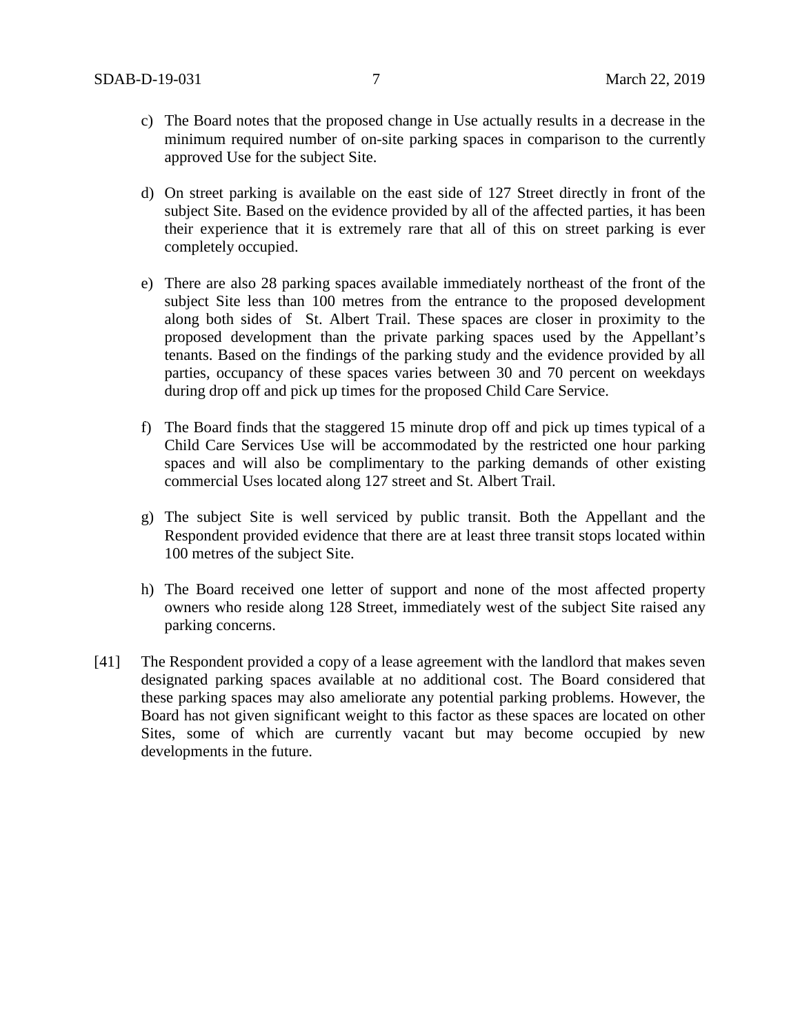c) The Board notes that the proposed change in Use actually results in a decrease in the minimum required number of on-site parking spaces in comparison to the currently approved Use for the subject Site.

d) On street parking is available on the east side of 127 Street directly in front of the subject Site. Based on the evidence provided by all of the affected parties, it has been their experience that it is extremely rare that all of this on street parking is ever completely occupied.

e) There are also 28 parking spaces available immediately northeast of the front of the subject Site less than 100 metres from the entrance to the proposed development along both sides of St. Albert Trail. These spaces are closer in proximity to the proposed development than the private parking spaces used by the Appellant's tenants. Based on the findings of the parking study and the evidence provided by all parties, occupancy of these spaces varies between 30 and 70 percent on weekdays during drop off and pick up times for the proposed Child Care Service.

f) The Board finds that the staggered 15 minute drop off and pick up times typical of a Child Care Services Use will be accommodated by the restricted one hour parking spaces and will also be complimentary to the parking demands of other existing commercial Uses located along 127 street and St. Albert Trail.

g) The subject Site is well serviced by public transit. Both the Appellant and the Respondent provided evidence that there are at least three transit stops located within 100 metres of the subject Site.

h) The Board received one letter of support and none of the most affected property owners who reside along 128 Street, immediately west of the subject Site raised any parking concerns.

[41] The Respondent provided a copy of a lease agreement with the landlord that makes seven designated parking spaces available at no additional cost. The Board considered that these parking spaces may also ameliorate any potential parking problems. However, the Board has not given significant weight to this factor as these spaces are located on other Sites, some of which are currently vacant but may become occupied by new developments in the future.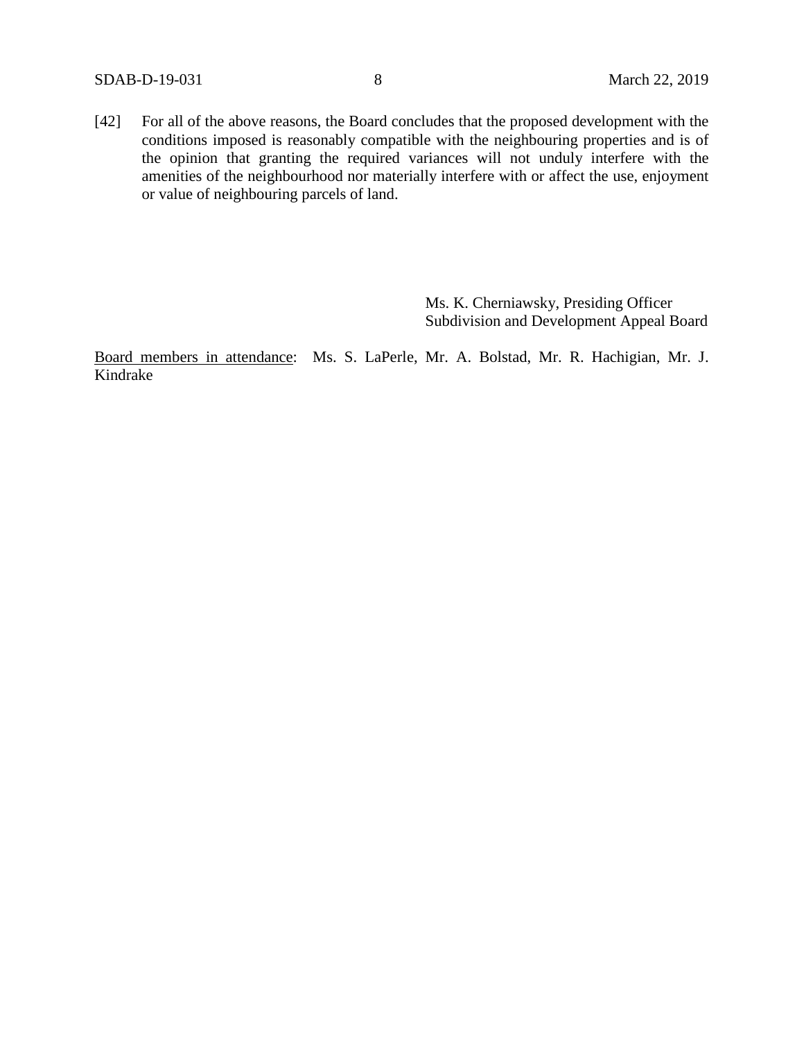[42] For all of the above reasons, the Board concludes that the proposed development with the conditions imposed is reasonably compatible with the neighbouring properties and is of the opinion that granting the required variances will not unduly interfere with the amenities of the neighbourhood nor materially interfere with or affect the use, enjoyment or value of neighbouring parcels of land.

Ms. K. Cherniawsky, Presiding Officer
Subdivision and Development Appeal Board

Board members in attendance: Ms. S. LaPerle, Mr. A. Bolstad, Mr. R. Hachigian, Mr. J. Kindrake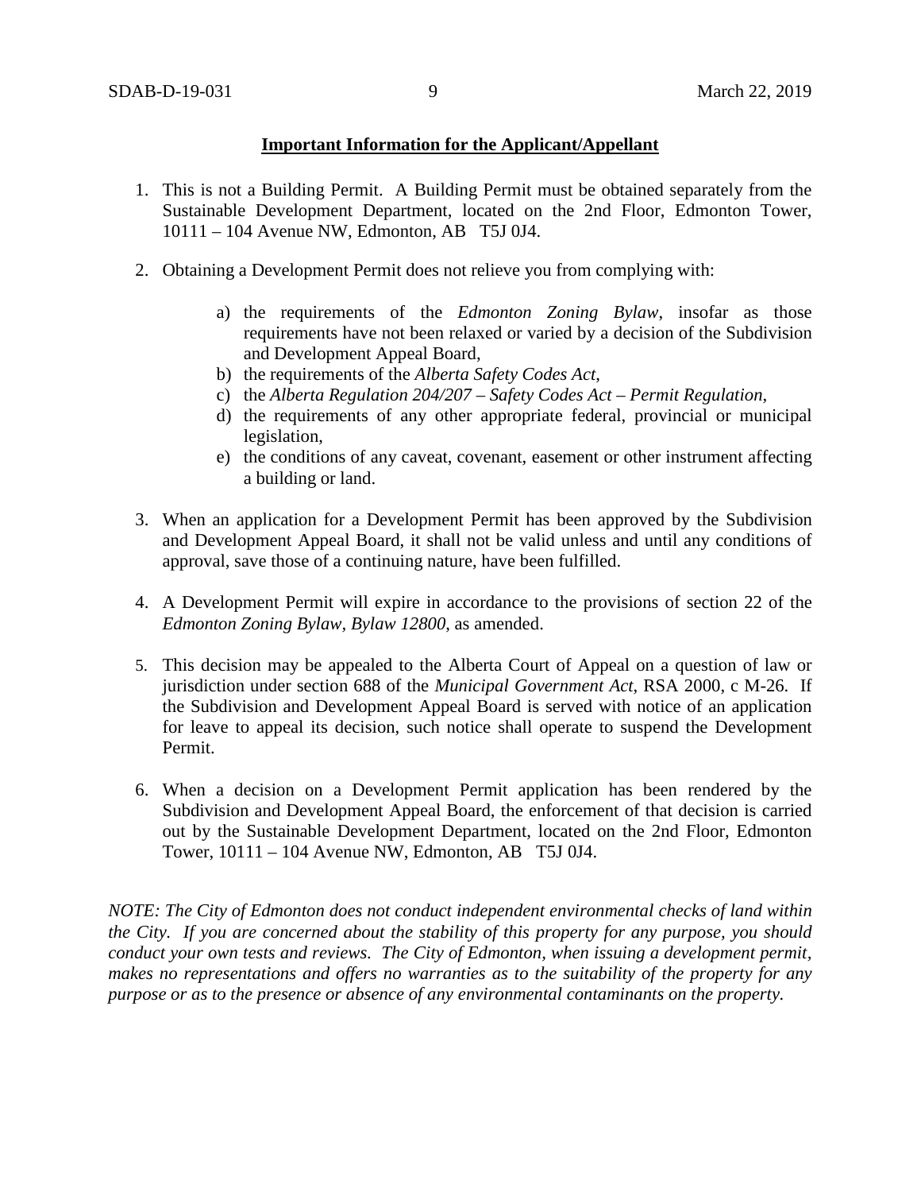**Important Information for the Applicant/Appellant**

1. This is not a Building Permit. A Building Permit must be obtained separately from the Sustainable Development Department, located on the 2nd Floor, Edmonton Tower, 10111 – 104 Avenue NW, Edmonton, AB T5J 0J4.

2. Obtaining a Development Permit does not relieve you from complying with:

    a) the requirements of the *Edmonton Zoning Bylaw*, insofar as those requirements have not been relaxed or varied by a decision of the Subdivision and Development Appeal Board,
    b) the requirements of the *Alberta Safety Codes Act*,
    c) the *Alberta Regulation 204/207 – Safety Codes Act – Permit Regulation*,
    d) the requirements of any other appropriate federal, provincial or municipal legislation,
    e) the conditions of any caveat, covenant, easement or other instrument affecting a building or land.

3. When an application for a Development Permit has been approved by the Subdivision and Development Appeal Board, it shall not be valid unless and until any conditions of approval, save those of a continuing nature, have been fulfilled.

4. A Development Permit will expire in accordance to the provisions of section 22 of the *Edmonton Zoning Bylaw, Bylaw 12800*, as amended.

5. This decision may be appealed to the Alberta Court of Appeal on a question of law or jurisdiction under section 688 of the *Municipal Government Act*, RSA 2000, c M-26. If the Subdivision and Development Appeal Board is served with notice of an application for leave to appeal its decision, such notice shall operate to suspend the Development Permit.

6. When a decision on a Development Permit application has been rendered by the Subdivision and Development Appeal Board, the enforcement of that decision is carried out by the Sustainable Development Department, located on the 2nd Floor, Edmonton Tower, 10111 – 104 Avenue NW, Edmonton, AB T5J 0J4.

*NOTE: The City of Edmonton does not conduct independent environmental checks of land within the City. If you are concerned about the stability of this property for any purpose, you should conduct your own tests and reviews. The City of Edmonton, when issuing a development permit, makes no representations and offers no warranties as to the suitability of the property for any purpose or as to the presence or absence of any environmental contaminants on the property.*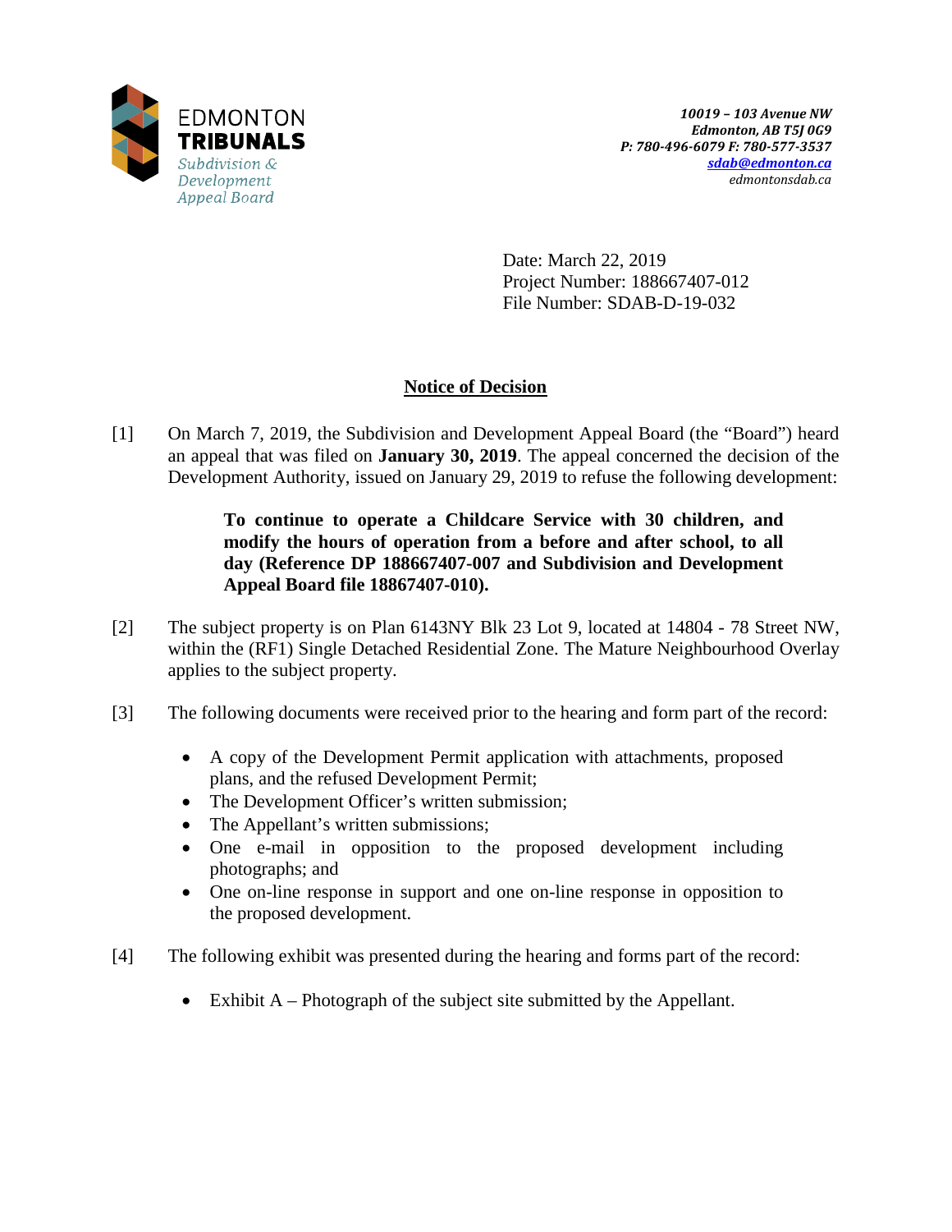EDMONTON
**TRIBUNALS**
*Subdivision & Development Appeal Board*

***10019 – 103 Avenue NW***
***Edmonton, AB T5J 0G9***
***P: 780-496-6079 F: 780-577-3537***
***sdab@edmonton.ca***
*edmontonsdab.ca*

Date: March 22, 2019
Project Number: 188667407-012
File Number: SDAB-D-19-032

## Notice of Decision

[1] On March 7, 2019, the Subdivision and Development Appeal Board (the "Board") heard an appeal that was filed on **January 30, 2019**. The appeal concerned the decision of the Development Authority, issued on January 29, 2019 to refuse the following development:

> **To continue to operate a Childcare Service with 30 children, and modify the hours of operation from a before and after school, to all day (Reference DP 188667407-007 and Subdivision and Development Appeal Board file 18867407-010).**

[2] The subject property is on Plan 6143NY Blk 23 Lot 9, located at 14804 - 78 Street NW, within the (RF1) Single Detached Residential Zone. The Mature Neighbourhood Overlay applies to the subject property.

[3] The following documents were received prior to the hearing and form part of the record:

- A copy of the Development Permit application with attachments, proposed plans, and the refused Development Permit;
- The Development Officer's written submission;
- The Appellant's written submissions;
- One e-mail in opposition to the proposed development including photographs; and
- One on-line response in support and one on-line response in opposition to the proposed development.

[4] The following exhibit was presented during the hearing and forms part of the record:

- Exhibit A – Photograph of the subject site submitted by the Appellant.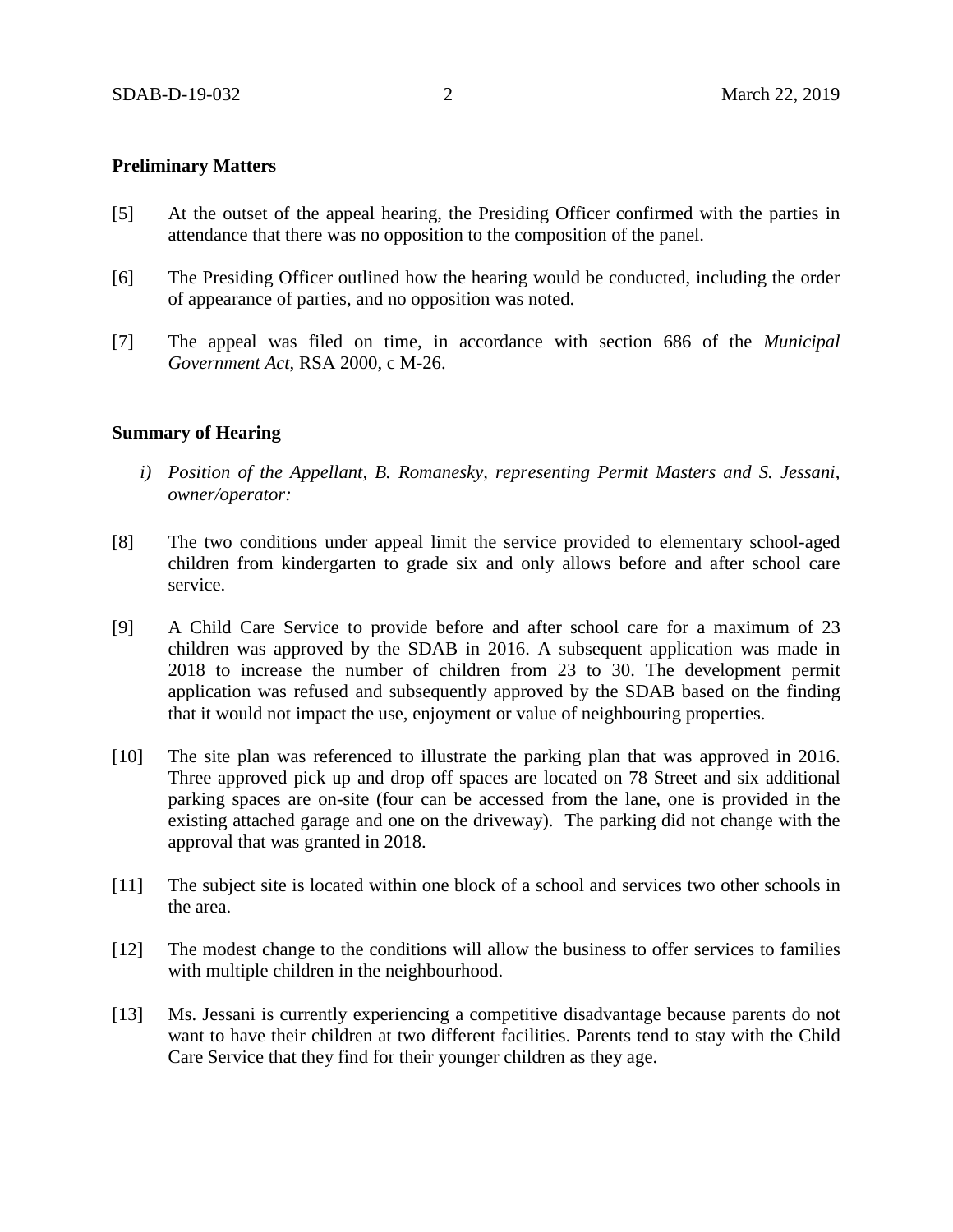**Preliminary Matters**

[5] At the outset of the appeal hearing, the Presiding Officer confirmed with the parties in attendance that there was no opposition to the composition of the panel.

[6] The Presiding Officer outlined how the hearing would be conducted, including the order of appearance of parties, and no opposition was noted.

[7] The appeal was filed on time, in accordance with section 686 of the *Municipal Government Act*, RSA 2000, c M-26.

**Summary of Hearing**

*i) Position of the Appellant, B. Romanesky, representing Permit Masters and S. Jessani, owner/operator:*

[8] The two conditions under appeal limit the service provided to elementary school-aged children from kindergarten to grade six and only allows before and after school care service.

[9] A Child Care Service to provide before and after school care for a maximum of 23 children was approved by the SDAB in 2016. A subsequent application was made in 2018 to increase the number of children from 23 to 30. The development permit application was refused and subsequently approved by the SDAB based on the finding that it would not impact the use, enjoyment or value of neighbouring properties.

[10] The site plan was referenced to illustrate the parking plan that was approved in 2016. Three approved pick up and drop off spaces are located on 78 Street and six additional parking spaces are on-site (four can be accessed from the lane, one is provided in the existing attached garage and one on the driveway). The parking did not change with the approval that was granted in 2018.

[11] The subject site is located within one block of a school and services two other schools in the area.

[12] The modest change to the conditions will allow the business to offer services to families with multiple children in the neighbourhood.

[13] Ms. Jessani is currently experiencing a competitive disadvantage because parents do not want to have their children at two different facilities. Parents tend to stay with the Child Care Service that they find for their younger children as they age.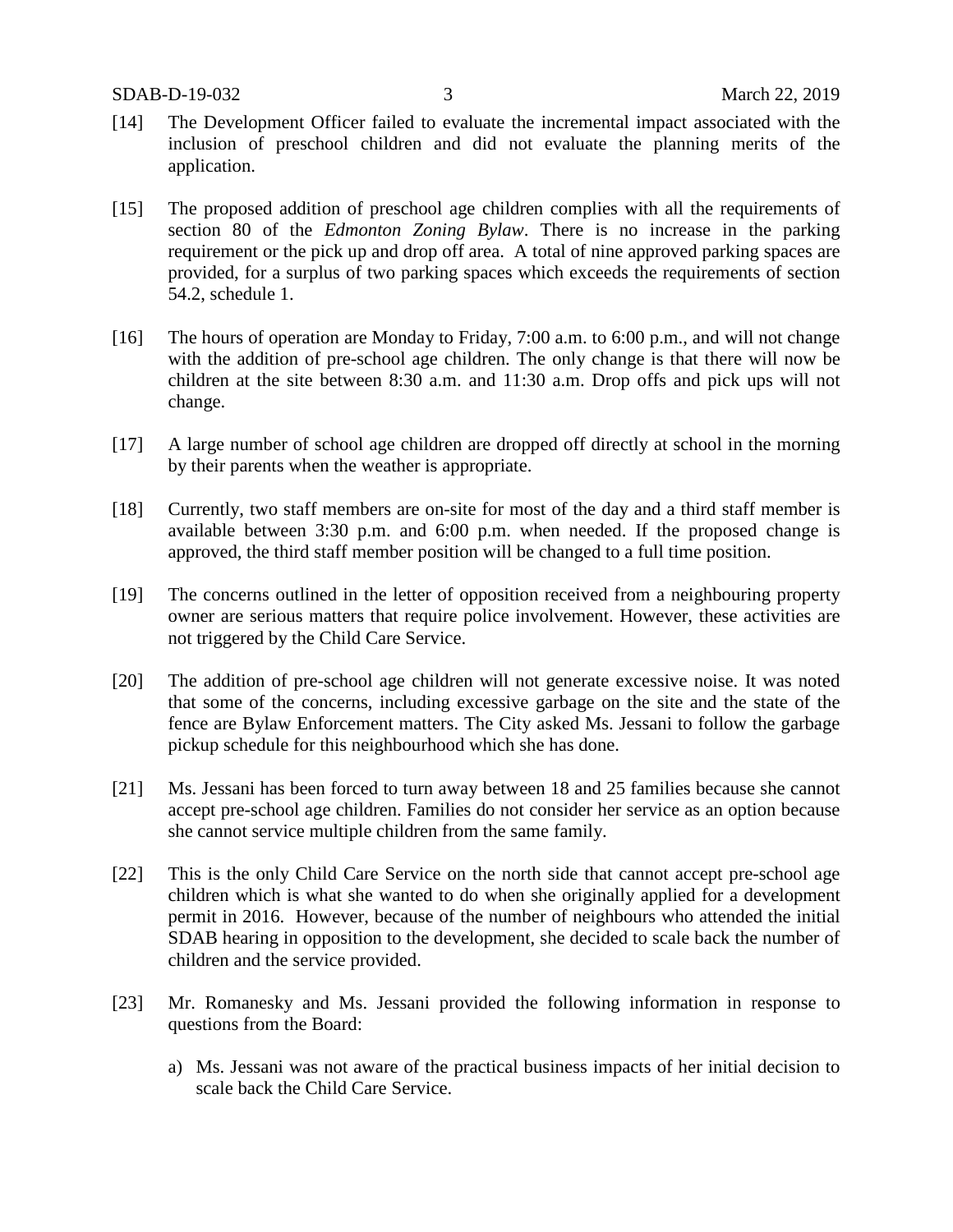[14] The Development Officer failed to evaluate the incremental impact associated with the inclusion of preschool children and did not evaluate the planning merits of the application.

[15] The proposed addition of preschool age children complies with all the requirements of section 80 of the *Edmonton Zoning Bylaw*. There is no increase in the parking requirement or the pick up and drop off area. A total of nine approved parking spaces are provided, for a surplus of two parking spaces which exceeds the requirements of section 54.2, schedule 1.

[16] The hours of operation are Monday to Friday, 7:00 a.m. to 6:00 p.m., and will not change with the addition of pre-school age children. The only change is that there will now be children at the site between 8:30 a.m. and 11:30 a.m. Drop offs and pick ups will not change.

[17] A large number of school age children are dropped off directly at school in the morning by their parents when the weather is appropriate.

[18] Currently, two staff members are on-site for most of the day and a third staff member is available between 3:30 p.m. and 6:00 p.m. when needed. If the proposed change is approved, the third staff member position will be changed to a full time position.

[19] The concerns outlined in the letter of opposition received from a neighbouring property owner are serious matters that require police involvement. However, these activities are not triggered by the Child Care Service.

[20] The addition of pre-school age children will not generate excessive noise. It was noted that some of the concerns, including excessive garbage on the site and the state of the fence are Bylaw Enforcement matters. The City asked Ms. Jessani to follow the garbage pickup schedule for this neighbourhood which she has done.

[21] Ms. Jessani has been forced to turn away between 18 and 25 families because she cannot accept pre-school age children. Families do not consider her service as an option because she cannot service multiple children from the same family.

[22] This is the only Child Care Service on the north side that cannot accept pre-school age children which is what she wanted to do when she originally applied for a development permit in 2016. However, because of the number of neighbours who attended the initial SDAB hearing in opposition to the development, she decided to scale back the number of children and the service provided.

[23] Mr. Romanesky and Ms. Jessani provided the following information in response to questions from the Board:

a) Ms. Jessani was not aware of the practical business impacts of her initial decision to scale back the Child Care Service.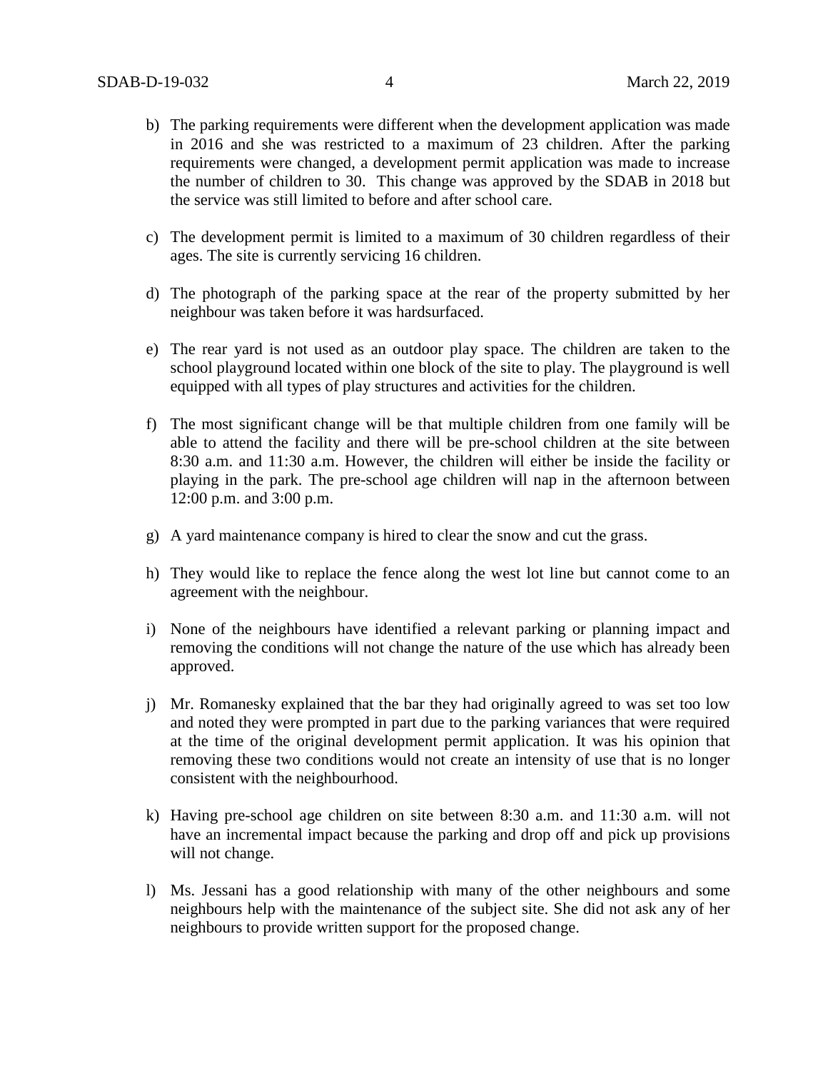b) The parking requirements were different when the development application was made in 2016 and she was restricted to a maximum of 23 children. After the parking requirements were changed, a development permit application was made to increase the number of children to 30. This change was approved by the SDAB in 2018 but the service was still limited to before and after school care.

c) The development permit is limited to a maximum of 30 children regardless of their ages. The site is currently servicing 16 children.

d) The photograph of the parking space at the rear of the property submitted by her neighbour was taken before it was hardsurfaced.

e) The rear yard is not used as an outdoor play space. The children are taken to the school playground located within one block of the site to play. The playground is well equipped with all types of play structures and activities for the children.

f) The most significant change will be that multiple children from one family will be able to attend the facility and there will be pre-school children at the site between 8:30 a.m. and 11:30 a.m. However, the children will either be inside the facility or playing in the park. The pre-school age children will nap in the afternoon between 12:00 p.m. and 3:00 p.m.

g) A yard maintenance company is hired to clear the snow and cut the grass.

h) They would like to replace the fence along the west lot line but cannot come to an agreement with the neighbour.

i) None of the neighbours have identified a relevant parking or planning impact and removing the conditions will not change the nature of the use which has already been approved.

j) Mr. Romanesky explained that the bar they had originally agreed to was set too low and noted they were prompted in part due to the parking variances that were required at the time of the original development permit application. It was his opinion that removing these two conditions would not create an intensity of use that is no longer consistent with the neighbourhood.

k) Having pre-school age children on site between 8:30 a.m. and 11:30 a.m. will not have an incremental impact because the parking and drop off and pick up provisions will not change.

l) Ms. Jessani has a good relationship with many of the other neighbours and some neighbours help with the maintenance of the subject site. She did not ask any of her neighbours to provide written support for the proposed change.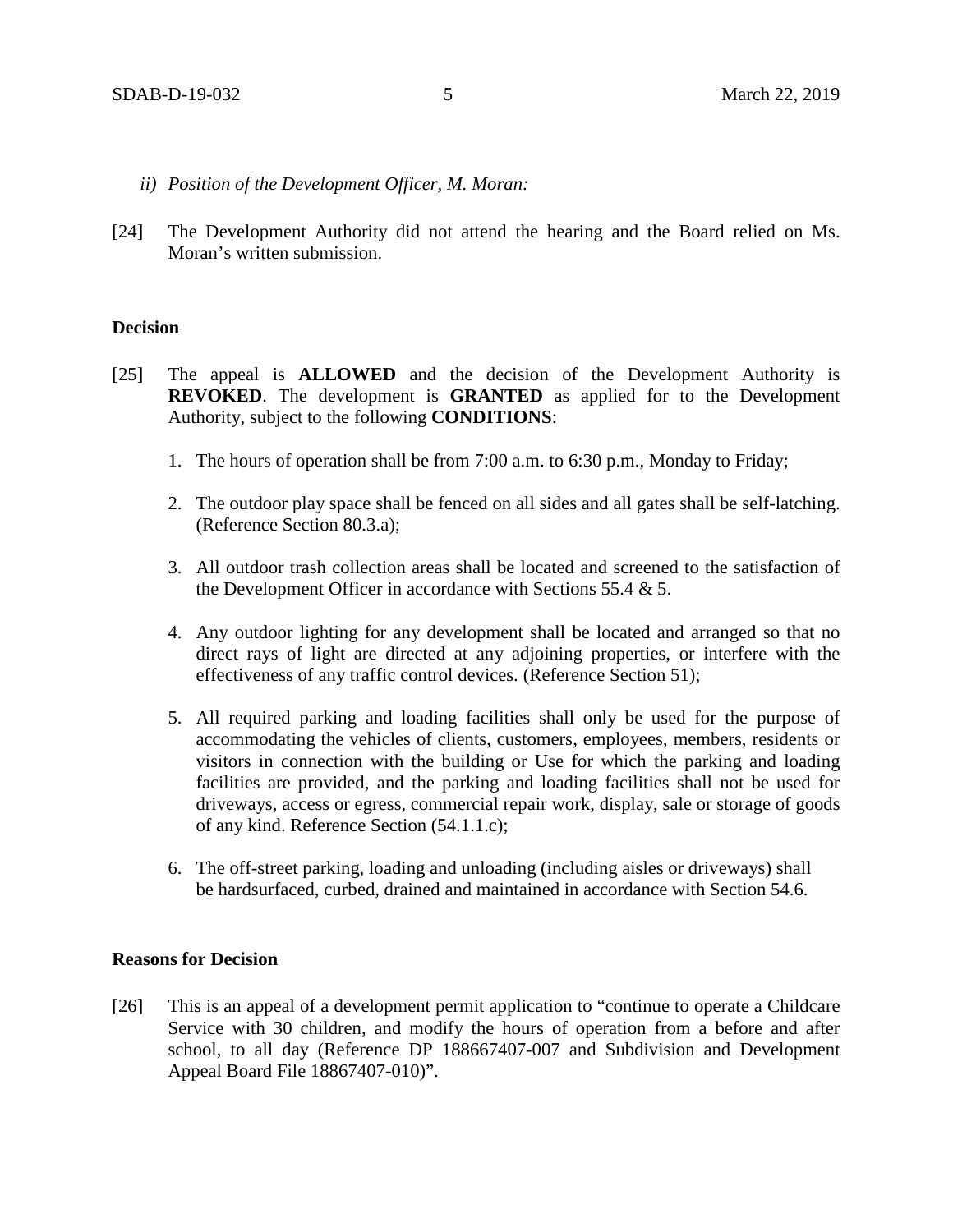*ii) Position of the Development Officer, M. Moran:*

[24] The Development Authority did not attend the hearing and the Board relied on Ms. Moran's written submission.

**Decision**

[25] The appeal is **ALLOWED** and the decision of the Development Authority is **REVOKED**. The development is **GRANTED** as applied for to the Development Authority, subject to the following **CONDITIONS**:

1. The hours of operation shall be from 7:00 a.m. to 6:30 p.m., Monday to Friday;
2. The outdoor play space shall be fenced on all sides and all gates shall be self-latching. (Reference Section 80.3.a);
3. All outdoor trash collection areas shall be located and screened to the satisfaction of the Development Officer in accordance with Sections 55.4 & 5.
4. Any outdoor lighting for any development shall be located and arranged so that no direct rays of light are directed at any adjoining properties, or interfere with the effectiveness of any traffic control devices. (Reference Section 51);
5. All required parking and loading facilities shall only be used for the purpose of accommodating the vehicles of clients, customers, employees, members, residents or visitors in connection with the building or Use for which the parking and loading facilities are provided, and the parking and loading facilities shall not be used for driveways, access or egress, commercial repair work, display, sale or storage of goods of any kind. Reference Section (54.1.1.c);
6. The off-street parking, loading and unloading (including aisles or driveways) shall be hardsurfaced, curbed, drained and maintained in accordance with Section 54.6.

**Reasons for Decision**

[26] This is an appeal of a development permit application to "continue to operate a Childcare Service with 30 children, and modify the hours of operation from a before and after school, to all day (Reference DP 188667407-007 and Subdivision and Development Appeal Board File 18867407-010)".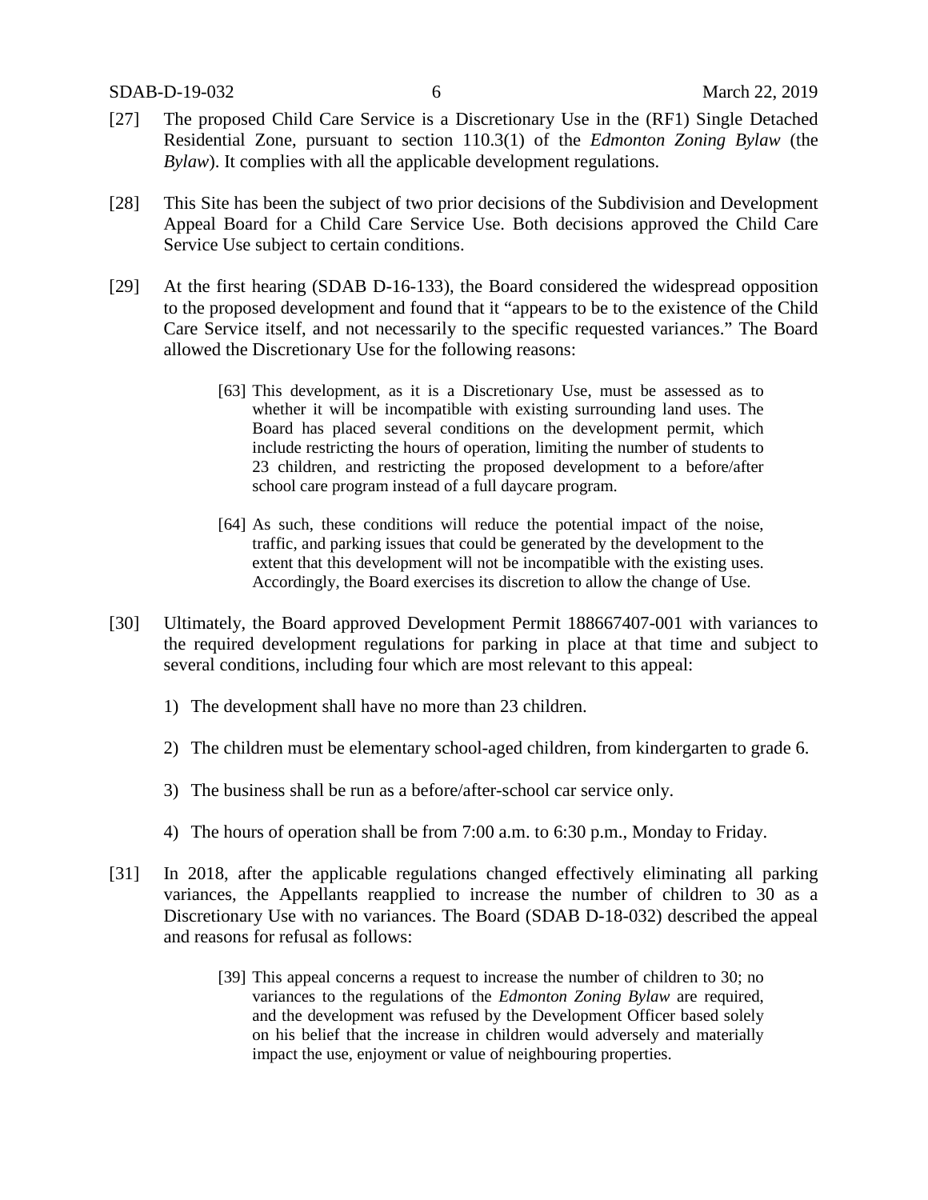[27] The proposed Child Care Service is a Discretionary Use in the (RF1) Single Detached Residential Zone, pursuant to section 110.3(1) of the *Edmonton Zoning Bylaw* (the *Bylaw*). It complies with all the applicable development regulations.

[28] This Site has been the subject of two prior decisions of the Subdivision and Development Appeal Board for a Child Care Service Use. Both decisions approved the Child Care Service Use subject to certain conditions.

[29] At the first hearing (SDAB D-16-133), the Board considered the widespread opposition to the proposed development and found that it "appears to be to the existence of the Child Care Service itself, and not necessarily to the specific requested variances." The Board allowed the Discretionary Use for the following reasons:

> [63] This development, as it is a Discretionary Use, must be assessed as to whether it will be incompatible with existing surrounding land uses. The Board has placed several conditions on the development permit, which include restricting the hours of operation, limiting the number of students to 23 children, and restricting the proposed development to a before/after school care program instead of a full daycare program.
>
> [64] As such, these conditions will reduce the potential impact of the noise, traffic, and parking issues that could be generated by the development to the extent that this development will not be incompatible with the existing uses. Accordingly, the Board exercises its discretion to allow the change of Use.

[30] Ultimately, the Board approved Development Permit 188667407-001 with variances to the required development regulations for parking in place at that time and subject to several conditions, including four which are most relevant to this appeal:

1) The development shall have no more than 23 children.

2) The children must be elementary school-aged children, from kindergarten to grade 6.

3) The business shall be run as a before/after-school car service only.

4) The hours of operation shall be from 7:00 a.m. to 6:30 p.m., Monday to Friday.

[31] In 2018, after the applicable regulations changed effectively eliminating all parking variances, the Appellants reapplied to increase the number of children to 30 as a Discretionary Use with no variances. The Board (SDAB D-18-032) described the appeal and reasons for refusal as follows:

> [39] This appeal concerns a request to increase the number of children to 30; no variances to the regulations of the *Edmonton Zoning Bylaw* are required, and the development was refused by the Development Officer based solely on his belief that the increase in children would adversely and materially impact the use, enjoyment or value of neighbouring properties.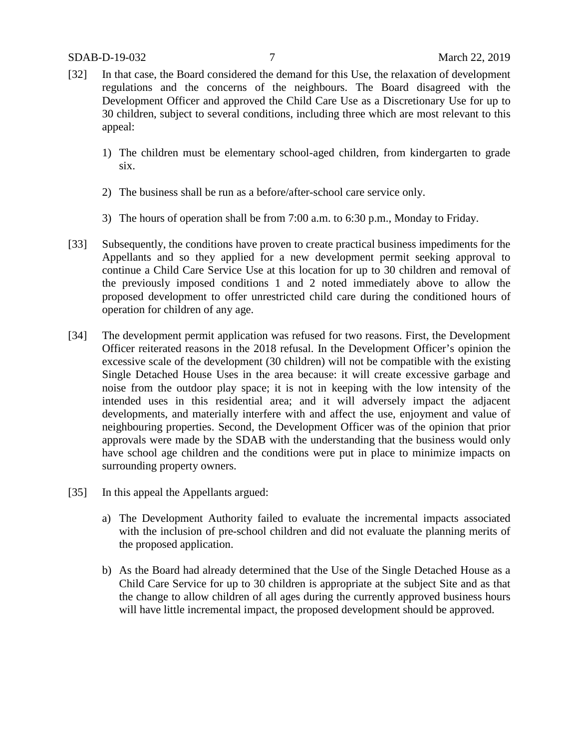[32] In that case, the Board considered the demand for this Use, the relaxation of development regulations and the concerns of the neighbours. The Board disagreed with the Development Officer and approved the Child Care Use as a Discretionary Use for up to 30 children, subject to several conditions, including three which are most relevant to this appeal:

1) The children must be elementary school-aged children, from kindergarten to grade six.

2) The business shall be run as a before/after-school care service only.

3) The hours of operation shall be from 7:00 a.m. to 6:30 p.m., Monday to Friday.

[33] Subsequently, the conditions have proven to create practical business impediments for the Appellants and so they applied for a new development permit seeking approval to continue a Child Care Service Use at this location for up to 30 children and removal of the previously imposed conditions 1 and 2 noted immediately above to allow the proposed development to offer unrestricted child care during the conditioned hours of operation for children of any age.

[34] The development permit application was refused for two reasons. First, the Development Officer reiterated reasons in the 2018 refusal. In the Development Officer's opinion the excessive scale of the development (30 children) will not be compatible with the existing Single Detached House Uses in the area because: it will create excessive garbage and noise from the outdoor play space; it is not in keeping with the low intensity of the intended uses in this residential area; and it will adversely impact the adjacent developments, and materially interfere with and affect the use, enjoyment and value of neighbouring properties. Second, the Development Officer was of the opinion that prior approvals were made by the SDAB with the understanding that the business would only have school age children and the conditions were put in place to minimize impacts on surrounding property owners.

[35] In this appeal the Appellants argued:

a) The Development Authority failed to evaluate the incremental impacts associated with the inclusion of pre-school children and did not evaluate the planning merits of the proposed application.

b) As the Board had already determined that the Use of the Single Detached House as a Child Care Service for up to 30 children is appropriate at the subject Site and as that the change to allow children of all ages during the currently approved business hours will have little incremental impact, the proposed development should be approved.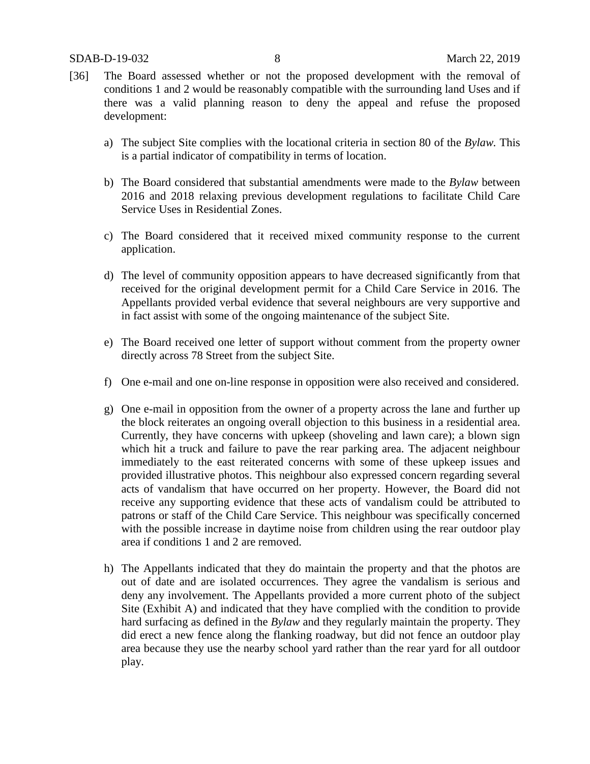[36] The Board assessed whether or not the proposed development with the removal of conditions 1 and 2 would be reasonably compatible with the surrounding land Uses and if there was a valid planning reason to deny the appeal and refuse the proposed development:

a) The subject Site complies with the locational criteria in section 80 of the *Bylaw.* This is a partial indicator of compatibility in terms of location.

b) The Board considered that substantial amendments were made to the *Bylaw* between 2016 and 2018 relaxing previous development regulations to facilitate Child Care Service Uses in Residential Zones.

c) The Board considered that it received mixed community response to the current application.

d) The level of community opposition appears to have decreased significantly from that received for the original development permit for a Child Care Service in 2016. The Appellants provided verbal evidence that several neighbours are very supportive and in fact assist with some of the ongoing maintenance of the subject Site.

e) The Board received one letter of support without comment from the property owner directly across 78 Street from the subject Site.

f) One e-mail and one on-line response in opposition were also received and considered.

g) One e-mail in opposition from the owner of a property across the lane and further up the block reiterates an ongoing overall objection to this business in a residential area. Currently, they have concerns with upkeep (shoveling and lawn care); a blown sign which hit a truck and failure to pave the rear parking area. The adjacent neighbour immediately to the east reiterated concerns with some of these upkeep issues and provided illustrative photos. This neighbour also expressed concern regarding several acts of vandalism that have occurred on her property. However, the Board did not receive any supporting evidence that these acts of vandalism could be attributed to patrons or staff of the Child Care Service. This neighbour was specifically concerned with the possible increase in daytime noise from children using the rear outdoor play area if conditions 1 and 2 are removed.

h) The Appellants indicated that they do maintain the property and that the photos are out of date and are isolated occurrences. They agree the vandalism is serious and deny any involvement. The Appellants provided a more current photo of the subject Site (Exhibit A) and indicated that they have complied with the condition to provide hard surfacing as defined in the *Bylaw* and they regularly maintain the property. They did erect a new fence along the flanking roadway, but did not fence an outdoor play area because they use the nearby school yard rather than the rear yard for all outdoor play.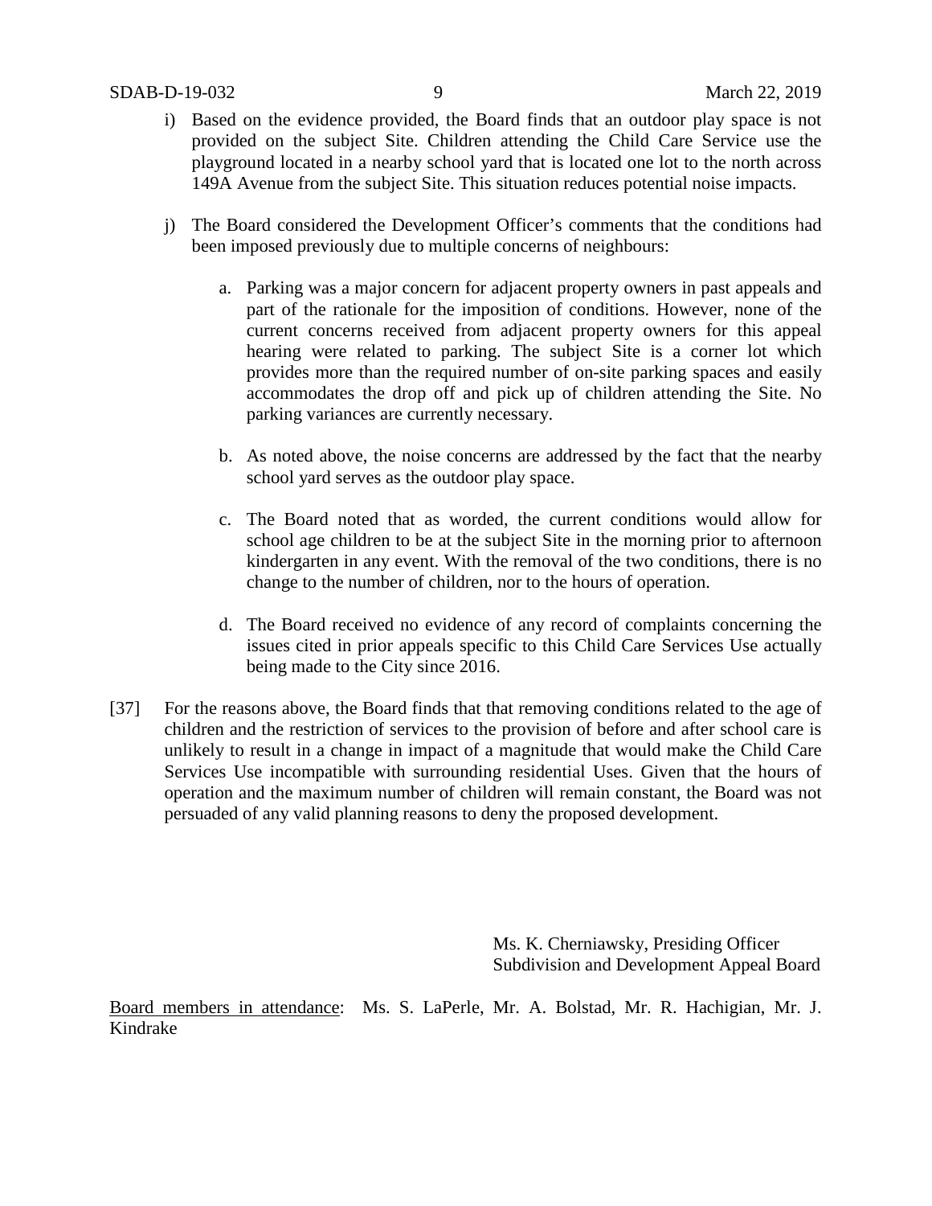i) Based on the evidence provided, the Board finds that an outdoor play space is not provided on the subject Site. Children attending the Child Care Service use the playground located in a nearby school yard that is located one lot to the north across 149A Avenue from the subject Site. This situation reduces potential noise impacts.

j) The Board considered the Development Officer's comments that the conditions had been imposed previously due to multiple concerns of neighbours:

   a. Parking was a major concern for adjacent property owners in past appeals and part of the rationale for the imposition of conditions. However, none of the current concerns received from adjacent property owners for this appeal hearing were related to parking. The subject Site is a corner lot which provides more than the required number of on-site parking spaces and easily accommodates the drop off and pick up of children attending the Site. No parking variances are currently necessary.

   b. As noted above, the noise concerns are addressed by the fact that the nearby school yard serves as the outdoor play space.

   c. The Board noted that as worded, the current conditions would allow for school age children to be at the subject Site in the morning prior to afternoon kindergarten in any event. With the removal of the two conditions, there is no change to the number of children, nor to the hours of operation.

   d. The Board received no evidence of any record of complaints concerning the issues cited in prior appeals specific to this Child Care Services Use actually being made to the City since 2016.

[37] For the reasons above, the Board finds that that removing conditions related to the age of children and the restriction of services to the provision of before and after school care is unlikely to result in a change in impact of a magnitude that would make the Child Care Services Use incompatible with surrounding residential Uses. Given that the hours of operation and the maximum number of children will remain constant, the Board was not persuaded of any valid planning reasons to deny the proposed development.

Ms. K. Cherniawsky, Presiding Officer
Subdivision and Development Appeal Board

Board members in attendance: Ms. S. LaPerle, Mr. A. Bolstad, Mr. R. Hachigian, Mr. J. Kindrake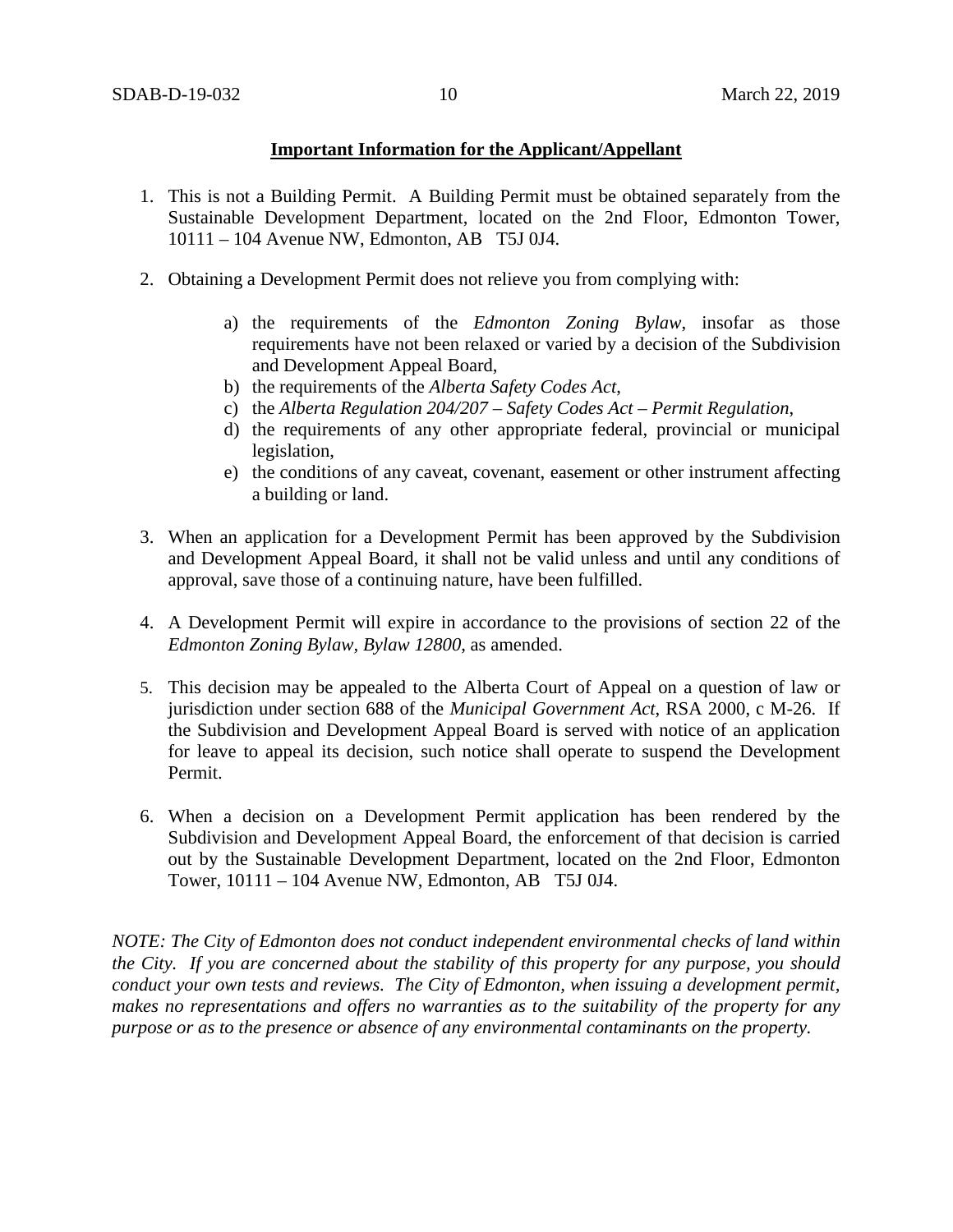**Important Information for the Applicant/Appellant**

1. This is not a Building Permit. A Building Permit must be obtained separately from the Sustainable Development Department, located on the 2nd Floor, Edmonton Tower, 10111 – 104 Avenue NW, Edmonton, AB T5J 0J4.

2. Obtaining a Development Permit does not relieve you from complying with:

   a) the requirements of the *Edmonton Zoning Bylaw*, insofar as those requirements have not been relaxed or varied by a decision of the Subdivision and Development Appeal Board,
   b) the requirements of the *Alberta Safety Codes Act*,
   c) the *Alberta Regulation 204/207 – Safety Codes Act – Permit Regulation*,
   d) the requirements of any other appropriate federal, provincial or municipal legislation,
   e) the conditions of any caveat, covenant, easement or other instrument affecting a building or land.

3. When an application for a Development Permit has been approved by the Subdivision and Development Appeal Board, it shall not be valid unless and until any conditions of approval, save those of a continuing nature, have been fulfilled.

4. A Development Permit will expire in accordance to the provisions of section 22 of the *Edmonton Zoning Bylaw, Bylaw 12800*, as amended.

5. This decision may be appealed to the Alberta Court of Appeal on a question of law or jurisdiction under section 688 of the *Municipal Government Act*, RSA 2000, c M-26. If the Subdivision and Development Appeal Board is served with notice of an application for leave to appeal its decision, such notice shall operate to suspend the Development Permit.

6. When a decision on a Development Permit application has been rendered by the Subdivision and Development Appeal Board, the enforcement of that decision is carried out by the Sustainable Development Department, located on the 2nd Floor, Edmonton Tower, 10111 – 104 Avenue NW, Edmonton, AB T5J 0J4.

*NOTE: The City of Edmonton does not conduct independent environmental checks of land within the City. If you are concerned about the stability of this property for any purpose, you should conduct your own tests and reviews. The City of Edmonton, when issuing a development permit, makes no representations and offers no warranties as to the suitability of the property for any purpose or as to the presence or absence of any environmental contaminants on the property.*